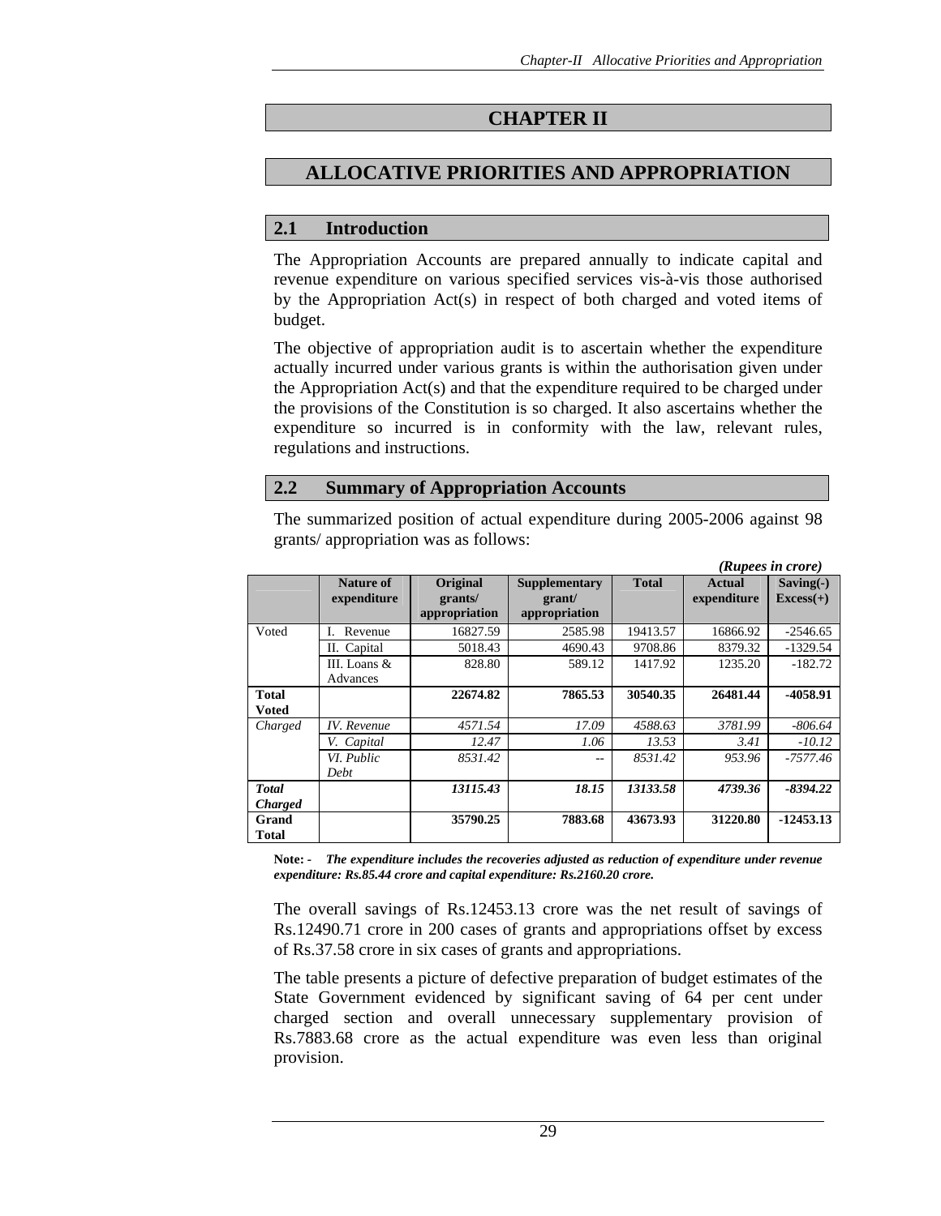# CHAPTER II

# ALLOCATIVE PRIORITIES AND APPROPRIATION

## 2.1 Introduction

The Appropriation Accounts are prepared annually to indicate capital and revenue expenditure on various specified services vis-à-vis those authorised by the Appropriation Act(s) in respect of both charged and voted items of budget.

The objective of appropriation audit is to ascertain whether the expenditure actually incurred under various grants is within the authorisation given under the Appropriation Act(s) and that the expenditure required to be charged under the provisions of the Constitution is so charged. It also ascertains whether the expenditure so incurred is in conformity with the law, relevant rules, regulations and instructions.

## 2.2 Summary of Appropriation Accounts

The summarized position of actual expenditure during 2005-2006 against 98 grants/ appropriation was as follows:

*(Rupees in crore)*

| | Nature of expenditure | Original grants/ appropriation | Supplementary grant/ appropriation | Total | Actual expenditure | Saving(-) Excess(+) |
|---|---|---|---|---|---|---|
| Voted | I. Revenue | 16827.59 | 2585.98 | 19413.57 | 16866.92 | -2546.65 |
| | II. Capital | 5018.43 | 4690.43 | 9708.86 | 8379.32 | -1329.54 |
| | III. Loans & Advances | 828.80 | 589.12 | 1417.92 | 1235.20 | -182.72 |
| **Total Voted** | | **22674.82** | **7865.53** | **30540.35** | **26481.44** | **-4058.91** |
| *Charged* | *IV. Revenue* | *4571.54* | *17.09* | *4588.63* | *3781.99* | *-806.64* |
| | *V. Capital* | *12.47* | *1.06* | *13.53* | *3.41* | *-10.12* |
| | *VI. Public Debt* | *8531.42* | *--* | *8531.42* | *953.96* | *-7577.46* |
| ***Total Charged*** | | ***13115.43*** | ***18.15*** | ***13133.58*** | ***4739.36*** | ***-8394.22*** |
| **Grand Total** | | **35790.25** | **7883.68** | **43673.93** | **31220.80** | **-12453.13** |

**Note: -** ***The expenditure includes the recoveries adjusted as reduction of expenditure under revenue expenditure: Rs.85.44 crore and capital expenditure: Rs.2160.20 crore.***

The overall savings of Rs.12453.13 crore was the net result of savings of Rs.12490.71 crore in 200 cases of grants and appropriations offset by excess of Rs.37.58 crore in six cases of grants and appropriations.

The table presents a picture of defective preparation of budget estimates of the State Government evidenced by significant saving of 64 per cent under charged section and overall unnecessary supplementary provision of Rs.7883.68 crore as the actual expenditure was even less than original provision.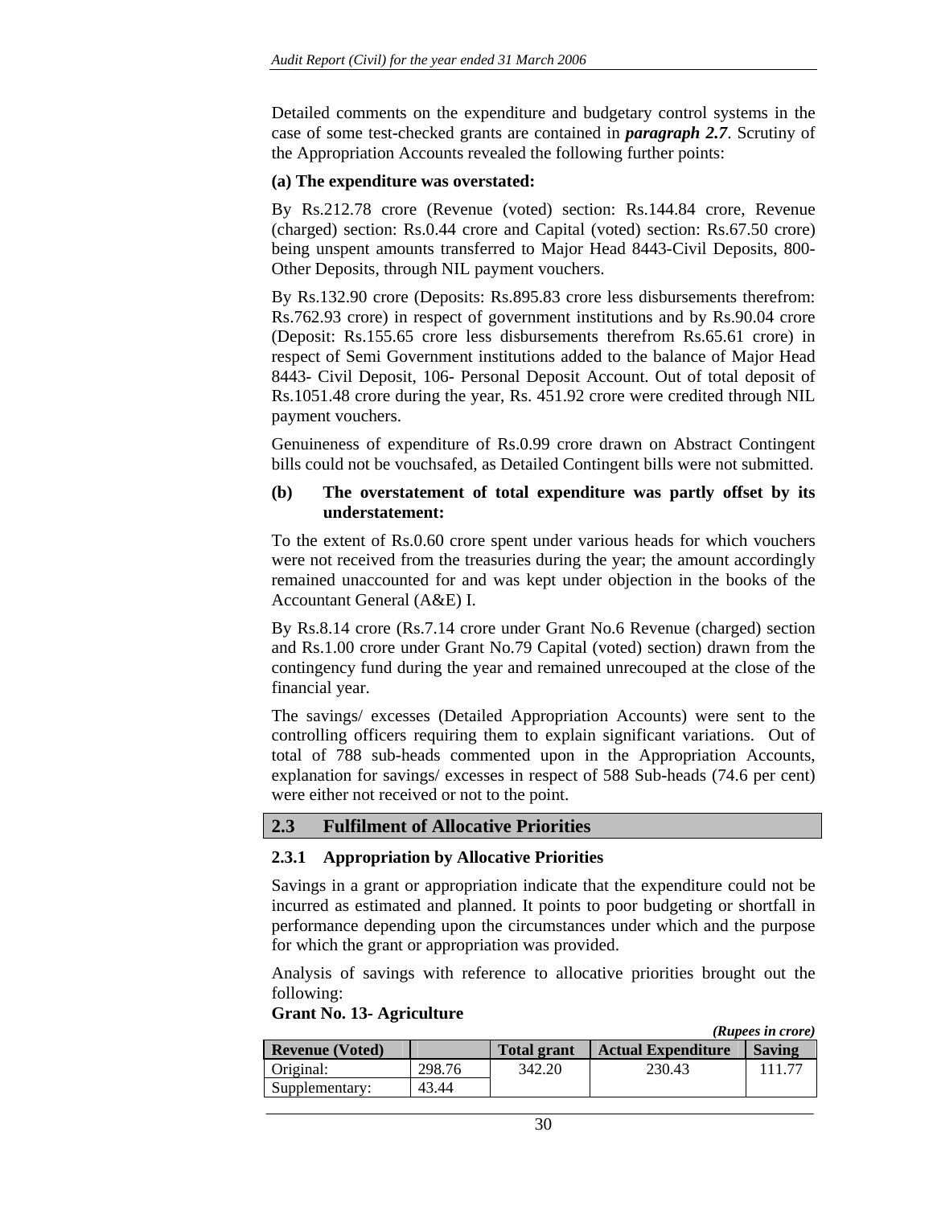Detailed comments on the expenditure and budgetary control systems in the case of some test-checked grants are contained in ***paragraph 2.7***. Scrutiny of the Appropriation Accounts revealed the following further points:

**(a) The expenditure was overstated:**

By Rs.212.78 crore (Revenue (voted) section: Rs.144.84 crore, Revenue (charged) section: Rs.0.44 crore and Capital (voted) section: Rs.67.50 crore) being unspent amounts transferred to Major Head 8443-Civil Deposits, 800-Other Deposits, through NIL payment vouchers.

By Rs.132.90 crore (Deposits: Rs.895.83 crore less disbursements therefrom: Rs.762.93 crore) in respect of government institutions and by Rs.90.04 crore (Deposit: Rs.155.65 crore less disbursements therefrom Rs.65.61 crore) in respect of Semi Government institutions added to the balance of Major Head 8443- Civil Deposit, 106- Personal Deposit Account. Out of total deposit of Rs.1051.48 crore during the year, Rs. 451.92 crore were credited through NIL payment vouchers.

Genuineness of expenditure of Rs.0.99 crore drawn on Abstract Contingent bills could not be vouchsafed, as Detailed Contingent bills were not submitted.

**(b) The overstatement of total expenditure was partly offset by its understatement:**

To the extent of Rs.0.60 crore spent under various heads for which vouchers were not received from the treasuries during the year; the amount accordingly remained unaccounted for and was kept under objection in the books of the Accountant General (A&E) I.

By Rs.8.14 crore (Rs.7.14 crore under Grant No.6 Revenue (charged) section and Rs.1.00 crore under Grant No.79 Capital (voted) section) drawn from the contingency fund during the year and remained unrecouped at the close of the financial year.

The savings/ excesses (Detailed Appropriation Accounts) were sent to the controlling officers requiring them to explain significant variations. Out of total of 788 sub-heads commented upon in the Appropriation Accounts, explanation for savings/ excesses in respect of 588 Sub-heads (74.6 per cent) were either not received or not to the point.

## 2.3 Fulfilment of Allocative Priorities

### 2.3.1 Appropriation by Allocative Priorities

Savings in a grant or appropriation indicate that the expenditure could not be incurred as estimated and planned. It points to poor budgeting or shortfall in performance depending upon the circumstances under which and the purpose for which the grant or appropriation was provided.

Analysis of savings with reference to allocative priorities brought out the following:

**Grant No. 13- Agriculture**

*(Rupees in crore)*

| Revenue (Voted) | | Total grant | Actual Expenditure | Saving |
|---|---|---|---|---|
| Original: | 298.76 | 342.20 | 230.43 | 111.77 |
| Supplementary: | 43.44 | | | |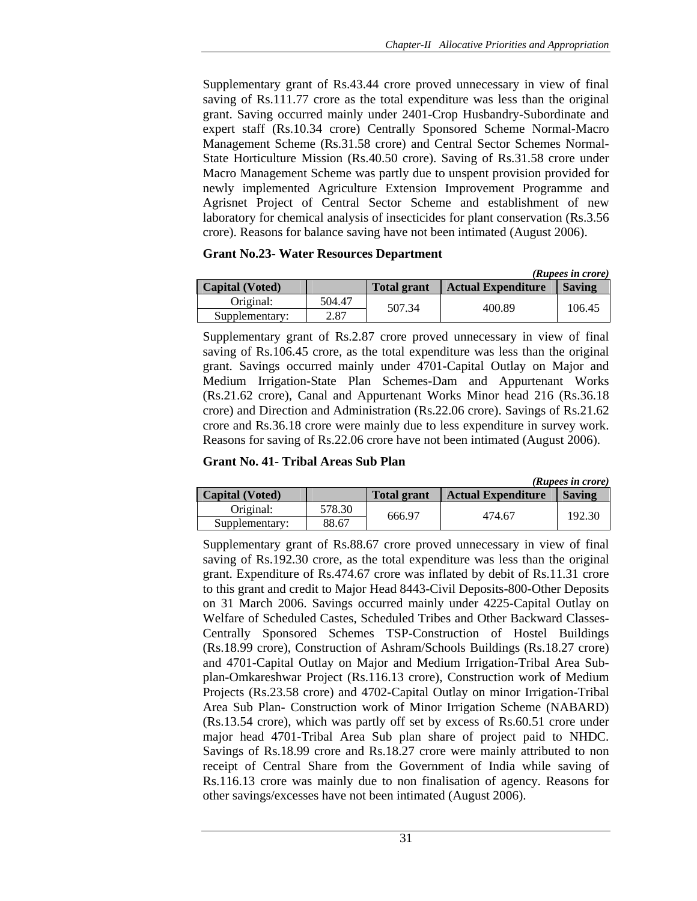Supplementary grant of Rs.43.44 crore proved unnecessary in view of final saving of Rs.111.77 crore as the total expenditure was less than the original grant. Saving occurred mainly under 2401-Crop Husbandry-Subordinate and expert staff (Rs.10.34 crore) Centrally Sponsored Scheme Normal-Macro Management Scheme (Rs.31.58 crore) and Central Sector Schemes Normal-State Horticulture Mission (Rs.40.50 crore). Saving of Rs.31.58 crore under Macro Management Scheme was partly due to unspent provision provided for newly implemented Agriculture Extension Improvement Programme and Agrisnet Project of Central Sector Scheme and establishment of new laboratory for chemical analysis of insecticides for plant conservation (Rs.3.56 crore). Reasons for balance saving have not been intimated (August 2006).

**Grant No.23- Water Resources Department**

*(Rupees in crore)*

| Capital (Voted) | | Total grant | Actual Expenditure | Saving |
|---|---|---|---|---|
| Original: | 504.47 | 507.34 | 400.89 | 106.45 |
| Supplementary: | 2.87 | | | |

Supplementary grant of Rs.2.87 crore proved unnecessary in view of final saving of Rs.106.45 crore, as the total expenditure was less than the original grant. Savings occurred mainly under 4701-Capital Outlay on Major and Medium Irrigation-State Plan Schemes-Dam and Appurtenant Works (Rs.21.62 crore), Canal and Appurtenant Works Minor head 216 (Rs.36.18 crore) and Direction and Administration (Rs.22.06 crore). Savings of Rs.21.62 crore and Rs.36.18 crore were mainly due to less expenditure in survey work. Reasons for saving of Rs.22.06 crore have not been intimated (August 2006).

**Grant No. 41- Tribal Areas Sub Plan**

*(Rupees in crore)*

| Capital (Voted) | | Total grant | Actual Expenditure | Saving |
|---|---|---|---|---|
| Original: | 578.30 | 666.97 | 474.67 | 192.30 |
| Supplementary: | 88.67 | | | |

Supplementary grant of Rs.88.67 crore proved unnecessary in view of final saving of Rs.192.30 crore, as the total expenditure was less than the original grant. Expenditure of Rs.474.67 crore was inflated by debit of Rs.11.31 crore to this grant and credit to Major Head 8443-Civil Deposits-800-Other Deposits on 31 March 2006. Savings occurred mainly under 4225-Capital Outlay on Welfare of Scheduled Castes, Scheduled Tribes and Other Backward Classes-Centrally Sponsored Schemes TSP-Construction of Hostel Buildings (Rs.18.99 crore), Construction of Ashram/Schools Buildings (Rs.18.27 crore) and 4701-Capital Outlay on Major and Medium Irrigation-Tribal Area Sub-plan-Omkareshwar Project (Rs.116.13 crore), Construction work of Medium Projects (Rs.23.58 crore) and 4702-Capital Outlay on minor Irrigation-Tribal Area Sub Plan- Construction work of Minor Irrigation Scheme (NABARD) (Rs.13.54 crore), which was partly off set by excess of Rs.60.51 crore under major head 4701-Tribal Area Sub plan share of project paid to NHDC. Savings of Rs.18.99 crore and Rs.18.27 crore were mainly attributed to non receipt of Central Share from the Government of India while saving of Rs.116.13 crore was mainly due to non finalisation of agency. Reasons for other savings/excesses have not been intimated (August 2006).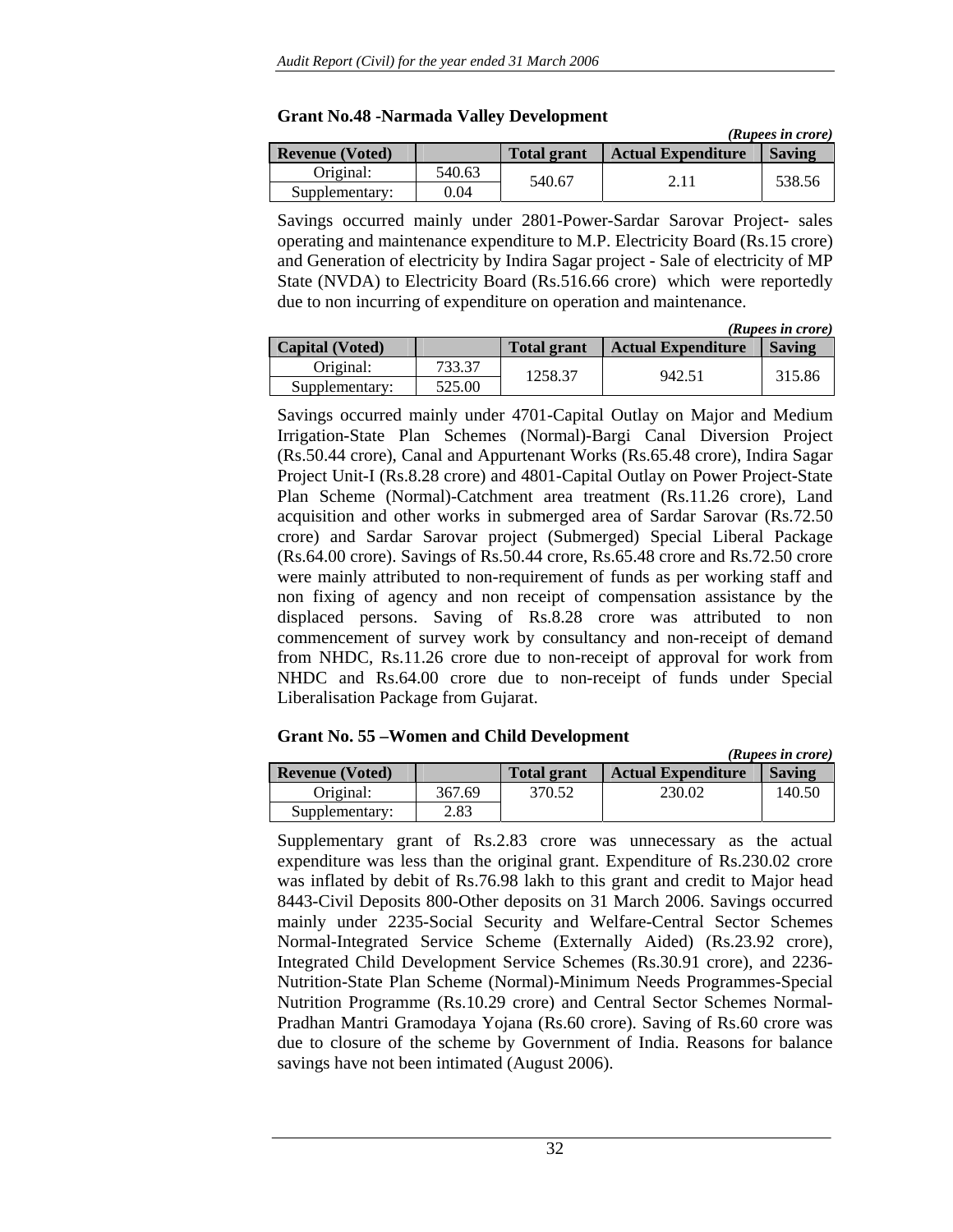**Grant No.48 -Narmada Valley Development**

*(Rupees in crore)*

| Revenue (Voted) | | Total grant | Actual Expenditure | Saving |
|---|---|---|---|---|
| Original: | 540.63 | 540.67 | 2.11 | 538.56 |
| Supplementary: | 0.04 | | | |

Savings occurred mainly under 2801-Power-Sardar Sarovar Project- sales operating and maintenance expenditure to M.P. Electricity Board (Rs.15 crore) and Generation of electricity by Indira Sagar project - Sale of electricity of MP State (NVDA) to Electricity Board (Rs.516.66 crore) which were reportedly due to non incurring of expenditure on operation and maintenance.

*(Rupees in crore)*

| Capital (Voted) | | Total grant | Actual Expenditure | Saving |
|---|---|---|---|---|
| Original: | 733.37 | 1258.37 | 942.51 | 315.86 |
| Supplementary: | 525.00 | | | |

Savings occurred mainly under 4701-Capital Outlay on Major and Medium Irrigation-State Plan Schemes (Normal)-Bargi Canal Diversion Project (Rs.50.44 crore), Canal and Appurtenant Works (Rs.65.48 crore), Indira Sagar Project Unit-I (Rs.8.28 crore) and 4801-Capital Outlay on Power Project-State Plan Scheme (Normal)-Catchment area treatment (Rs.11.26 crore), Land acquisition and other works in submerged area of Sardar Sarovar (Rs.72.50 crore) and Sardar Sarovar project (Submerged) Special Liberal Package (Rs.64.00 crore). Savings of Rs.50.44 crore, Rs.65.48 crore and Rs.72.50 crore were mainly attributed to non-requirement of funds as per working staff and non fixing of agency and non receipt of compensation assistance by the displaced persons. Saving of Rs.8.28 crore was attributed to non commencement of survey work by consultancy and non-receipt of demand from NHDC, Rs.11.26 crore due to non-receipt of approval for work from NHDC and Rs.64.00 crore due to non-receipt of funds under Special Liberalisation Package from Gujarat.

**Grant No. 55 –Women and Child Development**

*(Rupees in crore)*

| Revenue (Voted) | | Total grant | Actual Expenditure | Saving |
|---|---|---|---|---|
| Original: | 367.69 | 370.52 | 230.02 | 140.50 |
| Supplementary: | 2.83 | | | |

Supplementary grant of Rs.2.83 crore was unnecessary as the actual expenditure was less than the original grant. Expenditure of Rs.230.02 crore was inflated by debit of Rs.76.98 lakh to this grant and credit to Major head 8443-Civil Deposits 800-Other deposits on 31 March 2006. Savings occurred mainly under 2235-Social Security and Welfare-Central Sector Schemes Normal-Integrated Service Scheme (Externally Aided) (Rs.23.92 crore), Integrated Child Development Service Schemes (Rs.30.91 crore), and 2236-Nutrition-State Plan Scheme (Normal)-Minimum Needs Programmes-Special Nutrition Programme (Rs.10.29 crore) and Central Sector Schemes Normal-Pradhan Mantri Gramodaya Yojana (Rs.60 crore). Saving of Rs.60 crore was due to closure of the scheme by Government of India. Reasons for balance savings have not been intimated (August 2006).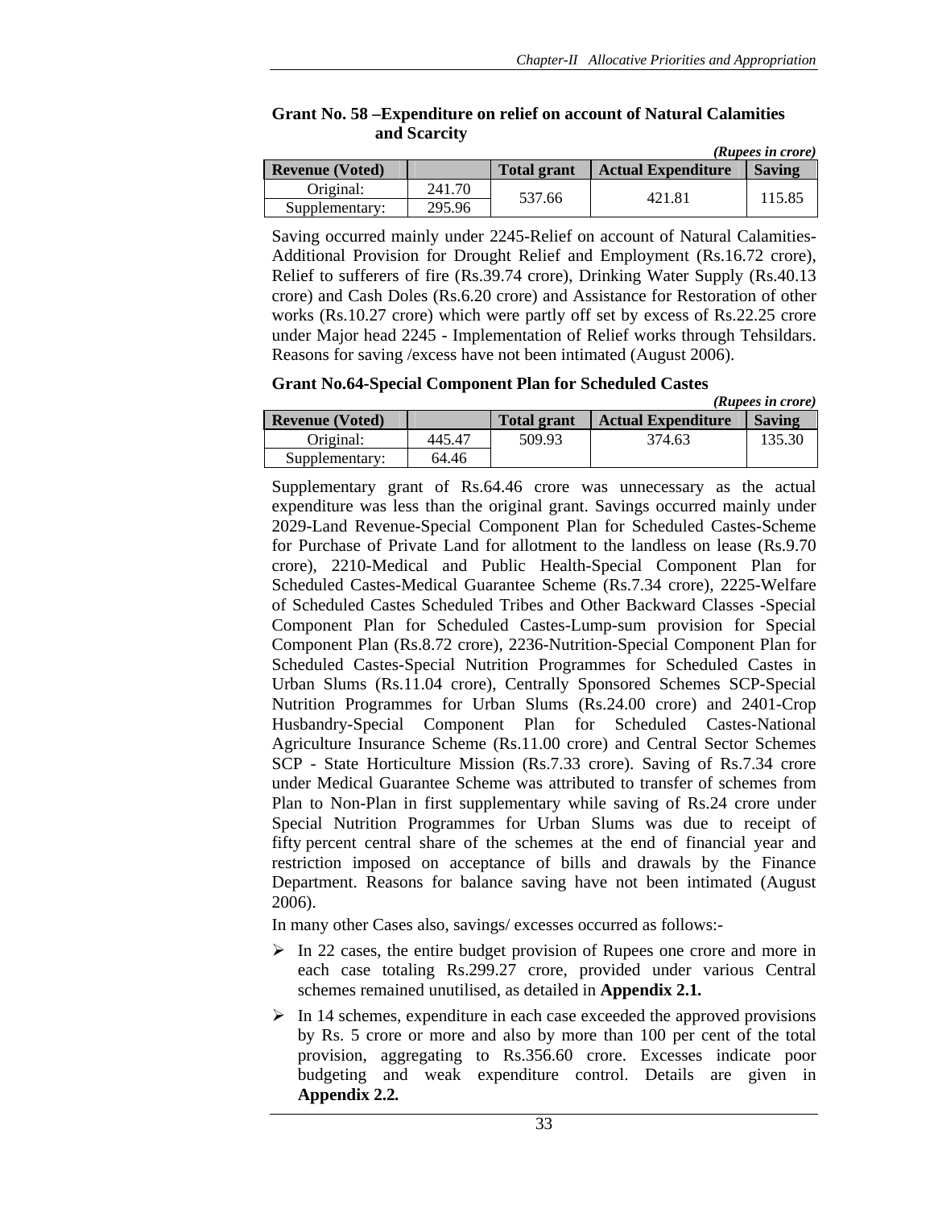**Grant No. 58 –Expenditure on relief on account of Natural Calamities and Scarcity**

*(Rupees in crore)*

| Revenue (Voted) | | Total grant | Actual Expenditure | Saving |
|---|---|---|---|---|
| Original: | 241.70 | 537.66 | 421.81 | 115.85 |
| Supplementary: | 295.96 | | | |

Saving occurred mainly under 2245-Relief on account of Natural Calamities-Additional Provision for Drought Relief and Employment (Rs.16.72 crore), Relief to sufferers of fire (Rs.39.74 crore), Drinking Water Supply (Rs.40.13 crore) and Cash Doles (Rs.6.20 crore) and Assistance for Restoration of other works (Rs.10.27 crore) which were partly off set by excess of Rs.22.25 crore under Major head 2245 - Implementation of Relief works through Tehsildars. Reasons for saving /excess have not been intimated (August 2006).

**Grant No.64-Special Component Plan for Scheduled Castes**

*(Rupees in crore)*

| Revenue (Voted) | | Total grant | Actual Expenditure | Saving |
|---|---|---|---|---|
| Original: | 445.47 | 509.93 | 374.63 | 135.30 |
| Supplementary: | 64.46 | | | |

Supplementary grant of Rs.64.46 crore was unnecessary as the actual expenditure was less than the original grant. Savings occurred mainly under 2029-Land Revenue-Special Component Plan for Scheduled Castes-Scheme for Purchase of Private Land for allotment to the landless on lease (Rs.9.70 crore), 2210-Medical and Public Health-Special Component Plan for Scheduled Castes-Medical Guarantee Scheme (Rs.7.34 crore), 2225-Welfare of Scheduled Castes Scheduled Tribes and Other Backward Classes -Special Component Plan for Scheduled Castes-Lump-sum provision for Special Component Plan (Rs.8.72 crore), 2236-Nutrition-Special Component Plan for Scheduled Castes-Special Nutrition Programmes for Scheduled Castes in Urban Slums (Rs.11.04 crore), Centrally Sponsored Schemes SCP-Special Nutrition Programmes for Urban Slums (Rs.24.00 crore) and 2401-Crop Husbandry-Special Component Plan for Scheduled Castes-National Agriculture Insurance Scheme (Rs.11.00 crore) and Central Sector Schemes SCP - State Horticulture Mission (Rs.7.33 crore). Saving of Rs.7.34 crore under Medical Guarantee Scheme was attributed to transfer of schemes from Plan to Non-Plan in first supplementary while saving of Rs.24 crore under Special Nutrition Programmes for Urban Slums was due to receipt of fifty percent central share of the schemes at the end of financial year and restriction imposed on acceptance of bills and drawals by the Finance Department. Reasons for balance saving have not been intimated (August 2006).

In many other Cases also, savings/ excesses occurred as follows:-

- In 22 cases, the entire budget provision of Rupees one crore and more in each case totaling Rs.299.27 crore, provided under various Central schemes remained unutilised, as detailed in **Appendix 2.1.**
- In 14 schemes, expenditure in each case exceeded the approved provisions by Rs. 5 crore or more and also by more than 100 per cent of the total provision, aggregating to Rs.356.60 crore. Excesses indicate poor budgeting and weak expenditure control. Details are given in **Appendix 2.2.**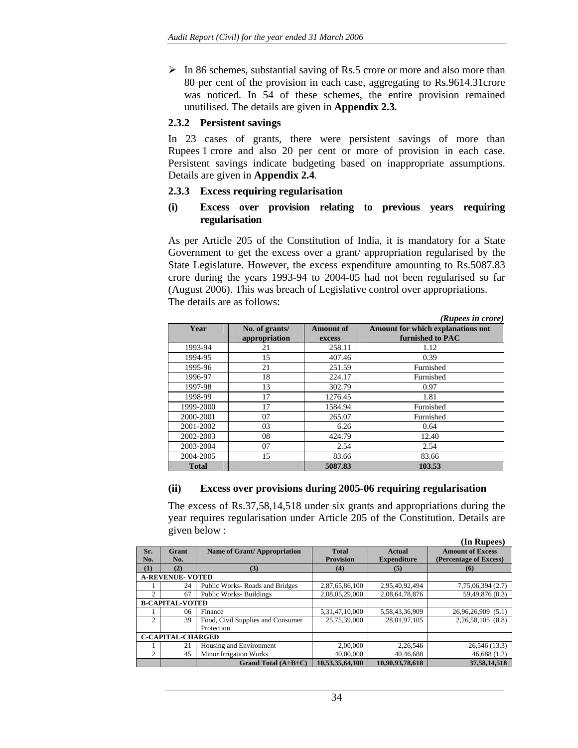- In 86 schemes, substantial saving of Rs.5 crore or more and also more than 80 per cent of the provision in each case, aggregating to Rs.9614.31crore was noticed. In 54 of these schemes, the entire provision remained unutilised. The details are given in **Appendix 2.3.**

### 2.3.2 Persistent savings

In 23 cases of grants, there were persistent savings of more than Rupees 1 crore and also 20 per cent or more of provision in each case. Persistent savings indicate budgeting based on inappropriate assumptions. Details are given in **Appendix 2.4**.

### 2.3.3 Excess requiring regularisation

#### (i) Excess over provision relating to previous years requiring regularisation

As per Article 205 of the Constitution of India, it is mandatory for a State Government to get the excess over a grant/ appropriation regularised by the State Legislature. However, the excess expenditure amounting to Rs.5087.83 crore during the years 1993-94 to 2004-05 had not been regularised so far (August 2006). This was breach of Legislative control over appropriations.
The details are as follows:

*(Rupees in crore)*

| Year | No. of grants/ appropriation | Amount of excess | Amount for which explanations not furnished to PAC |
|---|---|---|---|
| 1993-94 | 21 | 258.11 | 1.12 |
| 1994-95 | 15 | 407.46 | 0.39 |
| 1995-96 | 21 | 251.59 | Furnished |
| 1996-97 | 18 | 224.17 | Furnished |
| 1997-98 | 13 | 302.79 | 0.97 |
| 1998-99 | 17 | 1276.45 | 1.81 |
| 1999-2000 | 17 | 1584.94 | Furnished |
| 2000-2001 | 07 | 265.07 | Furnished |
| 2001-2002 | 03 | 6.26 | 0.64 |
| 2002-2003 | 08 | 424.79 | 12.40 |
| 2003-2004 | 07 | 2.54 | 2.54 |
| 2004-2005 | 15 | 83.66 | 83.66 |
| **Total** | | **5087.83** | **103.53** |

#### (ii) Excess over provisions during 2005-06 requiring regularisation

The excess of Rs.37,58,14,518 under six grants and appropriations during the year requires regularisation under Article 205 of the Constitution. Details are given below :

**(In Rupees)**

| Sr. No. | Grant No. | Name of Grant/ Appropriation | Total Provision | Actual Expenditure | Amount of Excess (Percentage of Excess) |
|---|---|---|---|---|---|
| (1) | (2) | (3) | (4) | (5) | (6) |
| **A-REVENUE- VOTED** | | | | | |
| 1 | 24 | Public Works- Roads and Bridges | 2,87,65,86,100 | 2,95,40,92,494 | 7,75,06,394 (2.7) |
| 2 | 67 | Public Works- Buildings | 2,08,05,29,000 | 2,08,64,78,876 | 59,49,876 (0.3) |
| **B-CAPITAL-VOTED** | | | | | |
| 1 | 06 | Finance | 5,31,47,10,000 | 5,58,43,36,909 | 26,96,26,909 (5.1) |
| 2 | 39 | Food, Civil Supplies and Consumer Protection | 25,75,39,000 | 28,01,97,105 | 2,26,58,105 (8.8) |
| **C-CAPITAL-CHARGED** | | | | | |
| 1 | 21 | Housing and Environment | 2,00,000 | 2,26,546 | 26,546 (13.3) |
| 2 | 45 | Minor Irrigation Works | 40,00,000 | 40,46,688 | 46,688 (1.2) |
| | | **Grand Total (A+B+C)** | **10,53,35,64,100** | **10,90,93,78,618** | **37,58,14,518** |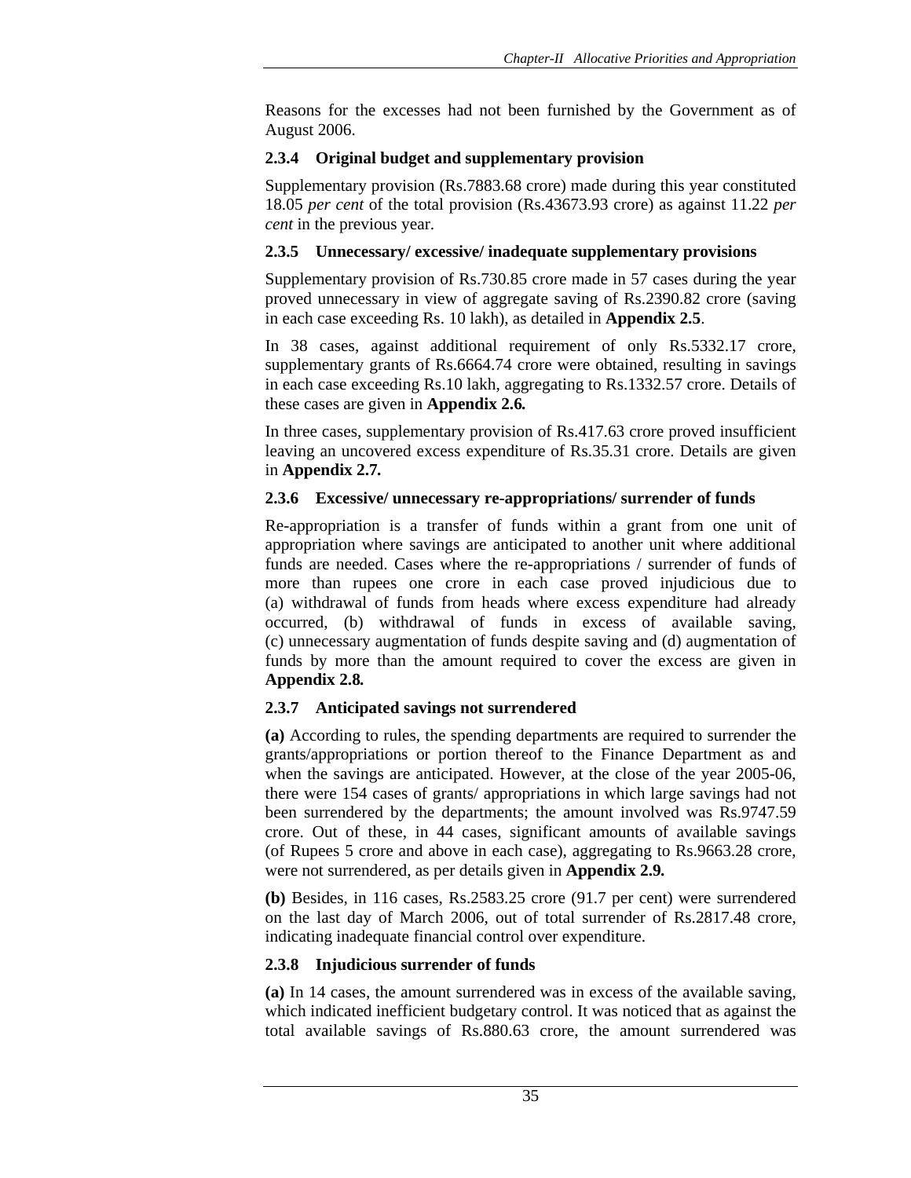Reasons for the excesses had not been furnished by the Government as of August 2006.

### 2.3.4 Original budget and supplementary provision

Supplementary provision (Rs.7883.68 crore) made during this year constituted 18.05 *per cent* of the total provision (Rs.43673.93 crore) as against 11.22 *per cent* in the previous year.

### 2.3.5 Unnecessary/ excessive/ inadequate supplementary provisions

Supplementary provision of Rs.730.85 crore made in 57 cases during the year proved unnecessary in view of aggregate saving of Rs.2390.82 crore (saving in each case exceeding Rs. 10 lakh), as detailed in **Appendix 2.5**.

In 38 cases, against additional requirement of only Rs.5332.17 crore, supplementary grants of Rs.6664.74 crore were obtained, resulting in savings in each case exceeding Rs.10 lakh, aggregating to Rs.1332.57 crore. Details of these cases are given in **Appendix 2.6.**

In three cases, supplementary provision of Rs.417.63 crore proved insufficient leaving an uncovered excess expenditure of Rs.35.31 crore. Details are given in **Appendix 2.7.**

### 2.3.6 Excessive/ unnecessary re-appropriations/ surrender of funds

Re-appropriation is a transfer of funds within a grant from one unit of appropriation where savings are anticipated to another unit where additional funds are needed. Cases where the re-appropriations / surrender of funds of more than rupees one crore in each case proved injudicious due to (a) withdrawal of funds from heads where excess expenditure had already occurred, (b) withdrawal of funds in excess of available saving, (c) unnecessary augmentation of funds despite saving and (d) augmentation of funds by more than the amount required to cover the excess are given in **Appendix 2.8.**

### 2.3.7 Anticipated savings not surrendered

**(a)** According to rules, the spending departments are required to surrender the grants/appropriations or portion thereof to the Finance Department as and when the savings are anticipated. However, at the close of the year 2005-06, there were 154 cases of grants/ appropriations in which large savings had not been surrendered by the departments; the amount involved was Rs.9747.59 crore. Out of these, in 44 cases, significant amounts of available savings (of Rupees 5 crore and above in each case), aggregating to Rs.9663.28 crore, were not surrendered, as per details given in **Appendix 2.9.**

**(b)** Besides, in 116 cases, Rs.2583.25 crore (91.7 per cent) were surrendered on the last day of March 2006, out of total surrender of Rs.2817.48 crore, indicating inadequate financial control over expenditure.

### 2.3.8 Injudicious surrender of funds

**(a)** In 14 cases, the amount surrendered was in excess of the available saving, which indicated inefficient budgetary control. It was noticed that as against the total available savings of Rs.880.63 crore, the amount surrendered was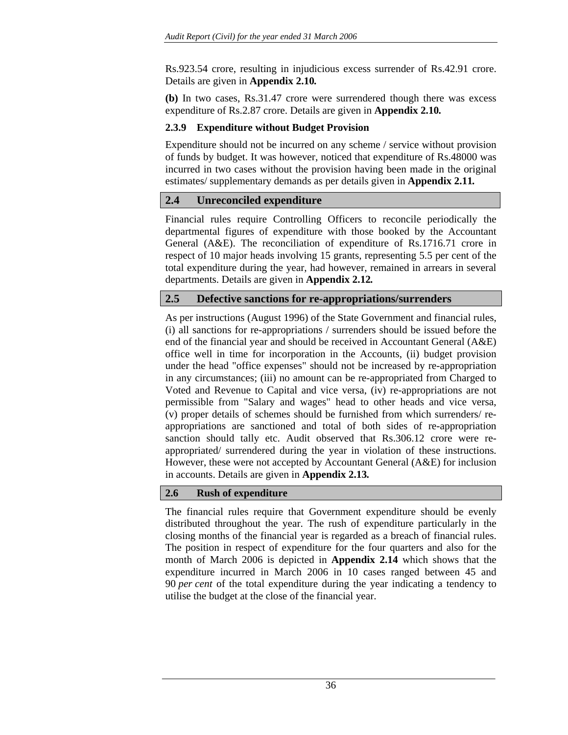Rs.923.54 crore, resulting in injudicious excess surrender of Rs.42.91 crore. Details are given in **Appendix 2.10.**

**(b)** In two cases, Rs.31.47 crore were surrendered though there was excess expenditure of Rs.2.87 crore. Details are given in **Appendix 2.10.**

### 2.3.9 Expenditure without Budget Provision

Expenditure should not be incurred on any scheme / service without provision of funds by budget. It was however, noticed that expenditure of Rs.48000 was incurred in two cases without the provision having been made in the original estimates/ supplementary demands as per details given in **Appendix 2.11.**

## 2.4 Unreconciled expenditure

Financial rules require Controlling Officers to reconcile periodically the departmental figures of expenditure with those booked by the Accountant General (A&E). The reconciliation of expenditure of Rs.1716.71 crore in respect of 10 major heads involving 15 grants, representing 5.5 per cent of the total expenditure during the year, had however, remained in arrears in several departments. Details are given in **Appendix 2.12.**

## 2.5 Defective sanctions for re-appropriations/surrenders

As per instructions (August 1996) of the State Government and financial rules, (i) all sanctions for re-appropriations / surrenders should be issued before the end of the financial year and should be received in Accountant General (A&E) office well in time for incorporation in the Accounts, (ii) budget provision under the head "office expenses" should not be increased by re-appropriation in any circumstances; (iii) no amount can be re-appropriated from Charged to Voted and Revenue to Capital and vice versa, (iv) re-appropriations are not permissible from "Salary and wages" head to other heads and vice versa, (v) proper details of schemes should be furnished from which surrenders/ re-appropriations are sanctioned and total of both sides of re-appropriation sanction should tally etc. Audit observed that Rs.306.12 crore were re-appropriated/ surrendered during the year in violation of these instructions. However, these were not accepted by Accountant General (A&E) for inclusion in accounts. Details are given in **Appendix 2.13.**

## 2.6 Rush of expenditure

The financial rules require that Government expenditure should be evenly distributed throughout the year. The rush of expenditure particularly in the closing months of the financial year is regarded as a breach of financial rules. The position in respect of expenditure for the four quarters and also for the month of March 2006 is depicted in **Appendix 2.14** which shows that the expenditure incurred in March 2006 in 10 cases ranged between 45 and 90 *per cent* of the total expenditure during the year indicating a tendency to utilise the budget at the close of the financial year.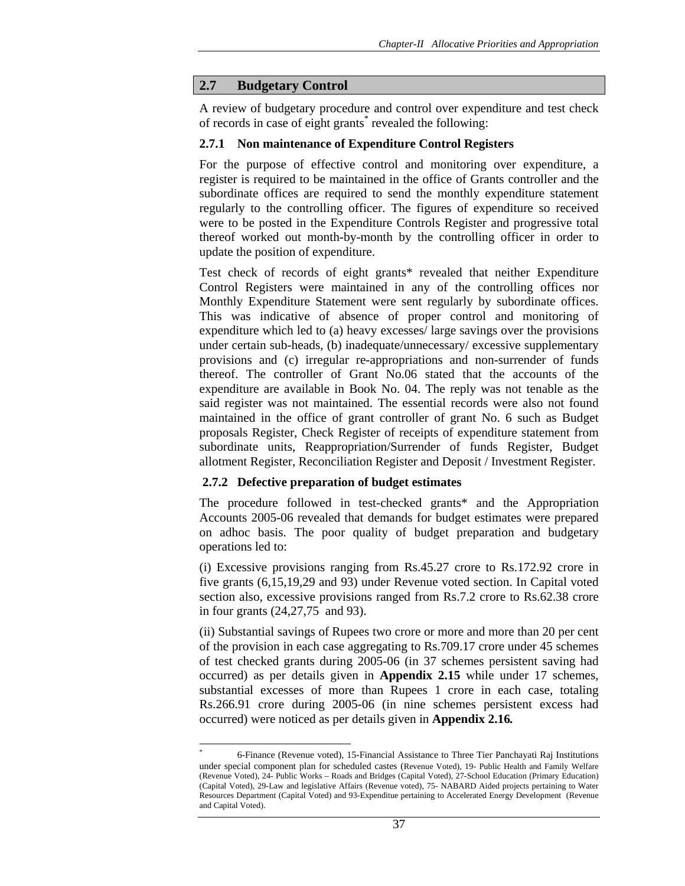## 2.7 Budgetary Control

A review of budgetary procedure and control over expenditure and test check of records in case of eight grants* revealed the following:

### 2.7.1 Non maintenance of Expenditure Control Registers

For the purpose of effective control and monitoring over expenditure, a register is required to be maintained in the office of Grants controller and the subordinate offices are required to send the monthly expenditure statement regularly to the controlling officer. The figures of expenditure so received were to be posted in the Expenditure Controls Register and progressive total thereof worked out month-by-month by the controlling officer in order to update the position of expenditure.

Test check of records of eight grants* revealed that neither Expenditure Control Registers were maintained in any of the controlling offices nor Monthly Expenditure Statement were sent regularly by subordinate offices. This was indicative of absence of proper control and monitoring of expenditure which led to (a) heavy excesses/ large savings over the provisions under certain sub-heads, (b) inadequate/unnecessary/ excessive supplementary provisions and (c) irregular re-appropriations and non-surrender of funds thereof. The controller of Grant No.06 stated that the accounts of the expenditure are available in Book No. 04. The reply was not tenable as the said register was not maintained. The essential records were also not found maintained in the office of grant controller of grant No. 6 such as Budget proposals Register, Check Register of receipts of expenditure statement from subordinate units, Reappropriation/Surrender of funds Register, Budget allotment Register, Reconciliation Register and Deposit / Investment Register.

### 2.7.2 Defective preparation of budget estimates

The procedure followed in test-checked grants* and the Appropriation Accounts 2005-06 revealed that demands for budget estimates were prepared on adhoc basis. The poor quality of budget preparation and budgetary operations led to:

(i) Excessive provisions ranging from Rs.45.27 crore to Rs.172.92 crore in five grants (6,15,19,29 and 93) under Revenue voted section. In Capital voted section also, excessive provisions ranged from Rs.7.2 crore to Rs.62.38 crore in four grants (24,27,75 and 93).

(ii) Substantial savings of Rupees two crore or more and more than 20 per cent of the provision in each case aggregating to Rs.709.17 crore under 45 schemes of test checked grants during 2005-06 (in 37 schemes persistent saving had occurred) as per details given in **Appendix 2.15** while under 17 schemes, substantial excesses of more than Rupees 1 crore in each case, totaling Rs.266.91 crore during 2005-06 (in nine schemes persistent excess had occurred) were noticed as per details given in ***Appendix 2.16.***

---

\* 6-Finance (Revenue voted), 15-Financial Assistance to Three Tier Panchayati Raj Institutions under special component plan for scheduled castes (Revenue Voted), 19- Public Health and Family Welfare (Revenue Voted), 24- Public Works – Roads and Bridges (Capital Voted), 27-School Education (Primary Education) (Capital Voted), 29-Law and legislative Affairs (Revenue voted), 75- NABARD Aided projects pertaining to Water Resources Department (Capital Voted) and 93-Expenditue pertaining to Accelerated Energy Development (Revenue and Capital Voted).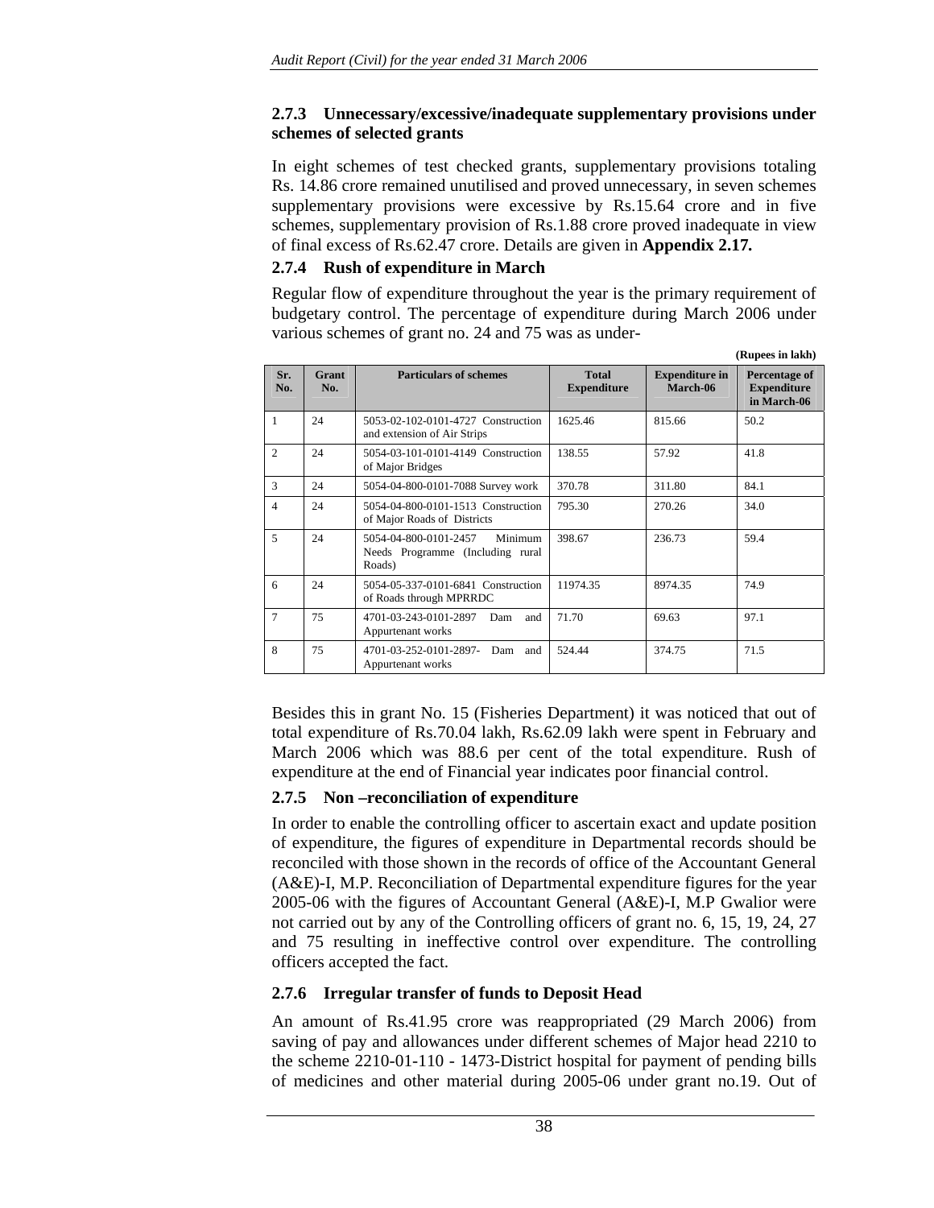### 2.7.3 Unnecessary/excessive/inadequate supplementary provisions under schemes of selected grants

In eight schemes of test checked grants, supplementary provisions totaling Rs. 14.86 crore remained unutilised and proved unnecessary, in seven schemes supplementary provisions were excessive by Rs.15.64 crore and in five schemes, supplementary provision of Rs.1.88 crore proved inadequate in view of final excess of Rs.62.47 crore. Details are given in **Appendix 2.17.**

### 2.7.4 Rush of expenditure in March

Regular flow of expenditure throughout the year is the primary requirement of budgetary control. The percentage of expenditure during March 2006 under various schemes of grant no. 24 and 75 was as under-

**(Rupees in lakh)**

| Sr. No. | Grant No. | Particulars of schemes | Total Expenditure | Expenditure in March-06 | Percentage of Expenditure in March-06 |
|---|---|---|---|---|---|
| 1 | 24 | 5053-02-102-0101-4727 Construction and extension of Air Strips | 1625.46 | 815.66 | 50.2 |
| 2 | 24 | 5054-03-101-0101-4149 Construction of Major Bridges | 138.55 | 57.92 | 41.8 |
| 3 | 24 | 5054-04-800-0101-7088 Survey work | 370.78 | 311.80 | 84.1 |
| 4 | 24 | 5054-04-800-0101-1513 Construction of Major Roads of Districts | 795.30 | 270.26 | 34.0 |
| 5 | 24 | 5054-04-800-0101-2457 Minimum Needs Programme (Including rural Roads) | 398.67 | 236.73 | 59.4 |
| 6 | 24 | 5054-05-337-0101-6841 Construction of Roads through MPRRDC | 11974.35 | 8974.35 | 74.9 |
| 7 | 75 | 4701-03-243-0101-2897 Dam and Appurtenant works | 71.70 | 69.63 | 97.1 |
| 8 | 75 | 4701-03-252-0101-2897- Dam and Appurtenant works | 524.44 | 374.75 | 71.5 |

Besides this in grant No. 15 (Fisheries Department) it was noticed that out of total expenditure of Rs.70.04 lakh, Rs.62.09 lakh were spent in February and March 2006 which was 88.6 per cent of the total expenditure. Rush of expenditure at the end of Financial year indicates poor financial control.

### 2.7.5 Non –reconciliation of expenditure

In order to enable the controlling officer to ascertain exact and update position of expenditure, the figures of expenditure in Departmental records should be reconciled with those shown in the records of office of the Accountant General (A&E)-I, M.P. Reconciliation of Departmental expenditure figures for the year 2005-06 with the figures of Accountant General (A&E)-I, M.P Gwalior were not carried out by any of the Controlling officers of grant no. 6, 15, 19, 24, 27 and 75 resulting in ineffective control over expenditure. The controlling officers accepted the fact.

### 2.7.6 Irregular transfer of funds to Deposit Head

An amount of Rs.41.95 crore was reappropriated (29 March 2006) from saving of pay and allowances under different schemes of Major head 2210 to the scheme 2210-01-110 - 1473-District hospital for payment of pending bills of medicines and other material during 2005-06 under grant no.19. Out of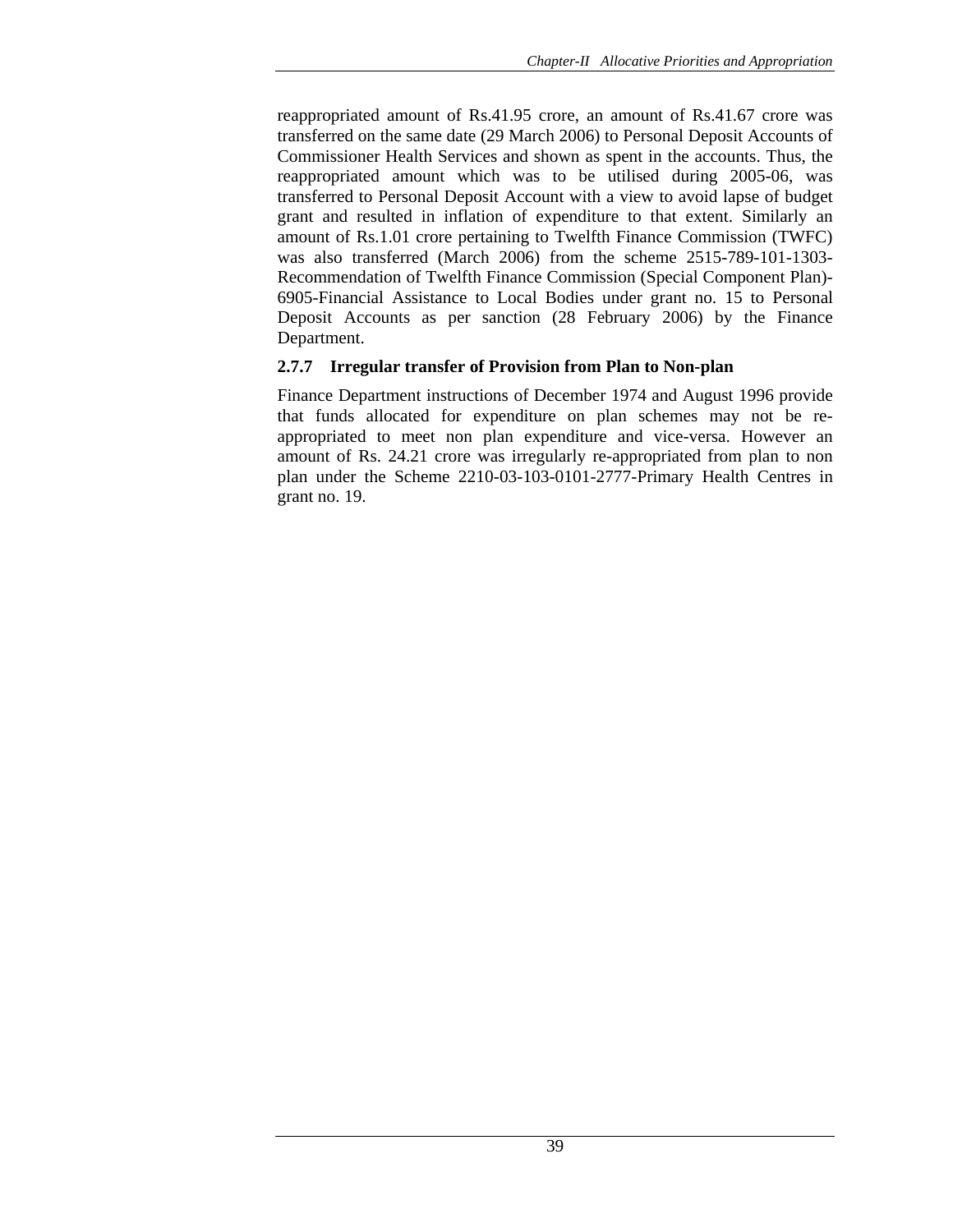reappropriated amount of Rs.41.95 crore, an amount of Rs.41.67 crore was transferred on the same date (29 March 2006) to Personal Deposit Accounts of Commissioner Health Services and shown as spent in the accounts. Thus, the reappropriated amount which was to be utilised during 2005-06, was transferred to Personal Deposit Account with a view to avoid lapse of budget grant and resulted in inflation of expenditure to that extent. Similarly an amount of Rs.1.01 crore pertaining to Twelfth Finance Commission (TWFC) was also transferred (March 2006) from the scheme 2515-789-101-1303-Recommendation of Twelfth Finance Commission (Special Component Plan)-6905-Financial Assistance to Local Bodies under grant no. 15 to Personal Deposit Accounts as per sanction (28 February 2006) by the Finance Department.

### 2.7.7 Irregular transfer of Provision from Plan to Non-plan

Finance Department instructions of December 1974 and August 1996 provide that funds allocated for expenditure on plan schemes may not be re-appropriated to meet non plan expenditure and vice-versa. However an amount of Rs. 24.21 crore was irregularly re-appropriated from plan to non plan under the Scheme 2210-03-103-0101-2777-Primary Health Centres in grant no. 19.